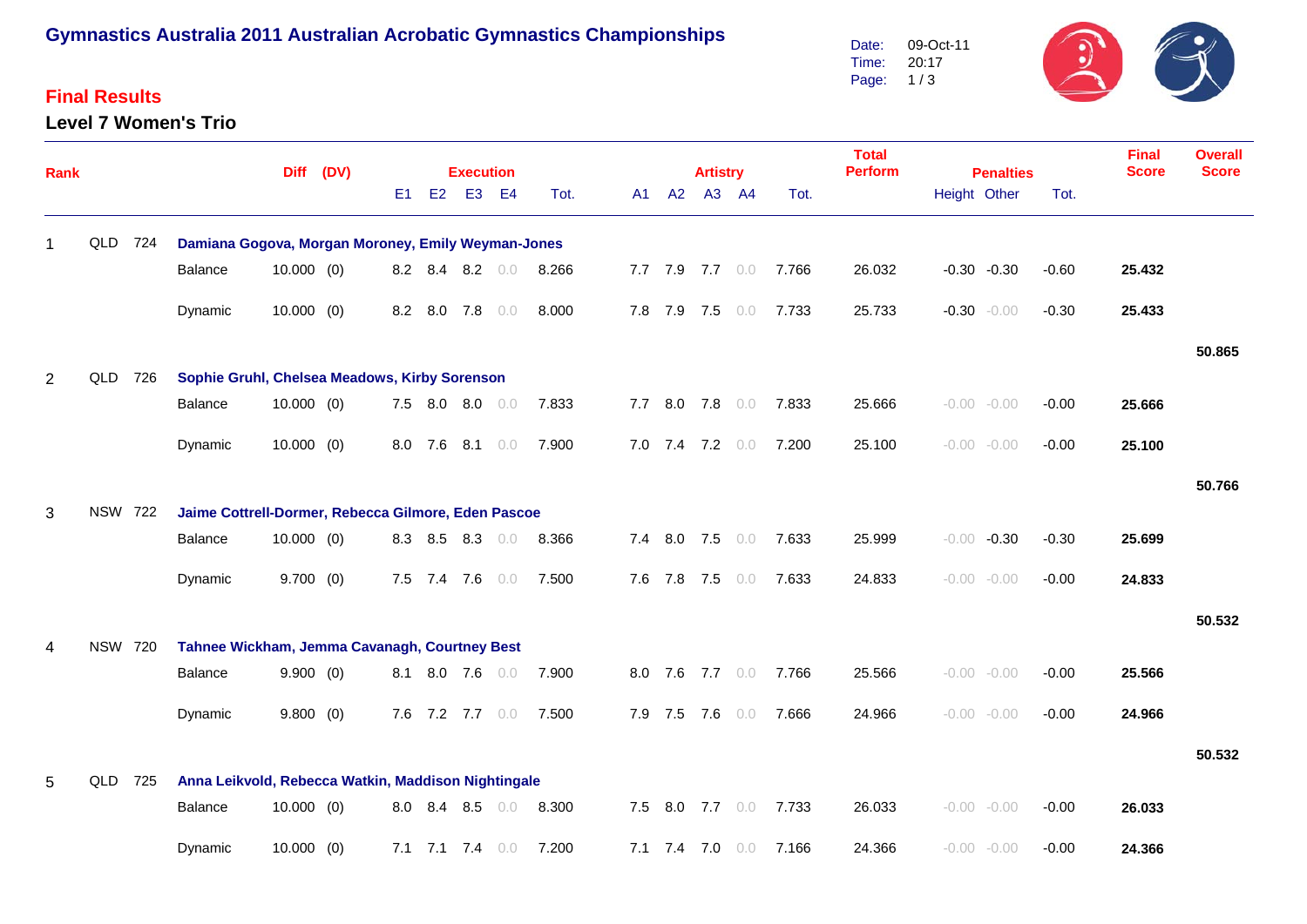# Gymnastics Australia 2011 Australian Acrobatic Gymnastics Championships

Date: 09-Oct-11
Time: 20:17

## Final Results

### Level 7 Women's Trio

| Rank | | | | Diff | (DV) | Execution E1 | E2 | E3 | E4 | Tot. | Artistry A1 | A2 | A3 | A4 | Tot. | Total Perform | Penalties Height | Other | Tot. | Final Score | Overall Score |
|---|---|---|---|---|---|---|---|---|---|---|---|---|---|---|---|---|---|---|---|---|---|
| 1 | QLD | 724 | **Damiana Gogova, Morgan Moroney, Emily Weyman-Jones** | | | | | | | | | | | | | | | | | | |
| | | | Balance | 10.000 | (0) | 8.2 | 8.4 | 8.2 | 0.0 | 8.266 | 7.7 | 7.9 | 7.7 | 0.0 | 7.766 | 26.032 | -0.30 | -0.30 | -0.60 | **25.432** | |
| | | | Dynamic | 10.000 | (0) | 8.2 | 8.0 | 7.8 | 0.0 | 8.000 | 7.8 | 7.9 | 7.5 | 0.0 | 7.733 | 25.733 | -0.30 | -0.00 | -0.30 | **25.433** | |
| | | | | | | | | | | | | | | | | | | | | | **50.865** |
| 2 | QLD | 726 | **Sophie Gruhl, Chelsea Meadows, Kirby Sorenson** | | | | | | | | | | | | | | | | | | |
| | | | Balance | 10.000 | (0) | 7.5 | 8.0 | 8.0 | 0.0 | 7.833 | 7.7 | 8.0 | 7.8 | 0.0 | 7.833 | 25.666 | -0.00 | -0.00 | -0.00 | **25.666** | |
| | | | Dynamic | 10.000 | (0) | 8.0 | 7.6 | 8.1 | 0.0 | 7.900 | 7.0 | 7.4 | 7.2 | 0.0 | 7.200 | 25.100 | -0.00 | -0.00 | -0.00 | **25.100** | |
| | | | | | | | | | | | | | | | | | | | | | **50.766** |
| 3 | NSW | 722 | **Jaime Cottrell-Dormer, Rebecca Gilmore, Eden Pascoe** | | | | | | | | | | | | | | | | | | |
| | | | Balance | 10.000 | (0) | 8.3 | 8.5 | 8.3 | 0.0 | 8.366 | 7.4 | 8.0 | 7.5 | 0.0 | 7.633 | 25.999 | -0.00 | -0.30 | -0.30 | **25.699** | |
| | | | Dynamic | 9.700 | (0) | 7.5 | 7.4 | 7.6 | 0.0 | 7.500 | 7.6 | 7.8 | 7.5 | 0.0 | 7.633 | 24.833 | -0.00 | -0.00 | -0.00 | **24.833** | |
| | | | | | | | | | | | | | | | | | | | | | **50.532** |
| 4 | NSW | 720 | **Tahnee Wickham, Jemma Cavanagh, Courtney Best** | | | | | | | | | | | | | | | | | | |
| | | | Balance | 9.900 | (0) | 8.1 | 8.0 | 7.6 | 0.0 | 7.900 | 8.0 | 7.6 | 7.7 | 0.0 | 7.766 | 25.566 | -0.00 | -0.00 | -0.00 | **25.566** | |
| | | | Dynamic | 9.800 | (0) | 7.6 | 7.2 | 7.7 | 0.0 | 7.500 | 7.9 | 7.5 | 7.6 | 0.0 | 7.666 | 24.966 | -0.00 | -0.00 | -0.00 | **24.966** | |
| | | | | | | | | | | | | | | | | | | | | | **50.532** |
| 5 | QLD | 725 | **Anna Leikvold, Rebecca Watkin, Maddison Nightingale** | | | | | | | | | | | | | | | | | | |
| | | | Balance | 10.000 | (0) | 8.0 | 8.4 | 8.5 | 0.0 | 8.300 | 7.5 | 8.0 | 7.7 | 0.0 | 7.733 | 26.033 | -0.00 | -0.00 | -0.00 | **26.033** | |
| | | | Dynamic | 10.000 | (0) | 7.1 | 7.1 | 7.4 | 0.0 | 7.200 | 7.1 | 7.4 | 7.0 | 0.0 | 7.166 | 24.366 | -0.00 | -0.00 | -0.00 | **24.366** | |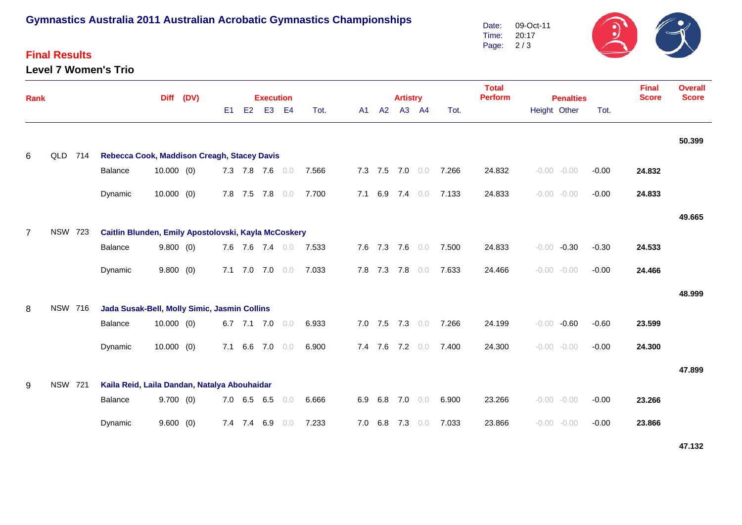# Gymnastics Australia 2011 Australian Acrobatic Gymnastics Championships

## Final Results

### Level 7 Women's Trio

| Rank | | | | Diff | (DV) | Execution E1 | E2 | E3 | E4 | Tot. | Artistry A1 | A2 | A3 | A4 | Tot. | Total Perform | Penalties Height | Other | Tot. | Final Score | Overall Score |
|---|---|---|---|---|---|---|---|---|---|---|---|---|---|---|---|---|---|---|---|---|---|
| | | | | | | | | | | | | | | | | | | | | | 50.399 |
| 6 | QLD | 714 | **Rebecca Cook, Maddison Creagh, Stacey Davis** | | | | | | | | | | | | | | | | | | |
| | | | Balance | 10.000 | (0) | 7.3 | 7.8 | 7.6 | 0.0 | 7.566 | 7.3 | 7.5 | 7.0 | 0.0 | 7.266 | 24.832 | -0.00 | -0.00 | -0.00 | **24.832** | |
| | | | Dynamic | 10.000 | (0) | 7.8 | 7.5 | 7.8 | 0.0 | 7.700 | 7.1 | 6.9 | 7.4 | 0.0 | 7.133 | 24.833 | -0.00 | -0.00 | -0.00 | **24.833** | |
| | | | | | | | | | | | | | | | | | | | | | 49.665 |
| 7 | NSW | 723 | **Caitlin Blunden, Emily Apostolovski, Kayla McCoskery** | | | | | | | | | | | | | | | | | | |
| | | | Balance | 9.800 | (0) | 7.6 | 7.6 | 7.4 | 0.0 | 7.533 | 7.6 | 7.3 | 7.6 | 0.0 | 7.500 | 24.833 | -0.00 | -0.30 | -0.30 | **24.533** | |
| | | | Dynamic | 9.800 | (0) | 7.1 | 7.0 | 7.0 | 0.0 | 7.033 | 7.8 | 7.3 | 7.8 | 0.0 | 7.633 | 24.466 | -0.00 | -0.00 | -0.00 | **24.466** | |
| | | | | | | | | | | | | | | | | | | | | | 48.999 |
| 8 | NSW | 716 | **Jada Susak-Bell, Molly Simic, Jasmin Collins** | | | | | | | | | | | | | | | | | | |
| | | | Balance | 10.000 | (0) | 6.7 | 7.1 | 7.0 | 0.0 | 6.933 | 7.0 | 7.5 | 7.3 | 0.0 | 7.266 | 24.199 | -0.00 | -0.60 | -0.60 | **23.599** | |
| | | | Dynamic | 10.000 | (0) | 7.1 | 6.6 | 7.0 | 0.0 | 6.900 | 7.4 | 7.6 | 7.2 | 0.0 | 7.400 | 24.300 | -0.00 | -0.00 | -0.00 | **24.300** | |
| | | | | | | | | | | | | | | | | | | | | | 47.899 |
| 9 | NSW | 721 | **Kaila Reid, Laila Dandan, Natalya Abouhaidar** | | | | | | | | | | | | | | | | | | |
| | | | Balance | 9.700 | (0) | 7.0 | 6.5 | 6.5 | 0.0 | 6.666 | 6.9 | 6.8 | 7.0 | 0.0 | 6.900 | 23.266 | -0.00 | -0.00 | -0.00 | **23.266** | |
| | | | Dynamic | 9.600 | (0) | 7.4 | 7.4 | 6.9 | 0.0 | 7.233 | 7.0 | 6.8 | 7.3 | 0.0 | 7.033 | 23.866 | -0.00 | -0.00 | -0.00 | **23.866** | |
| | | | | | | | | | | | | | | | | | | | | | 47.132 |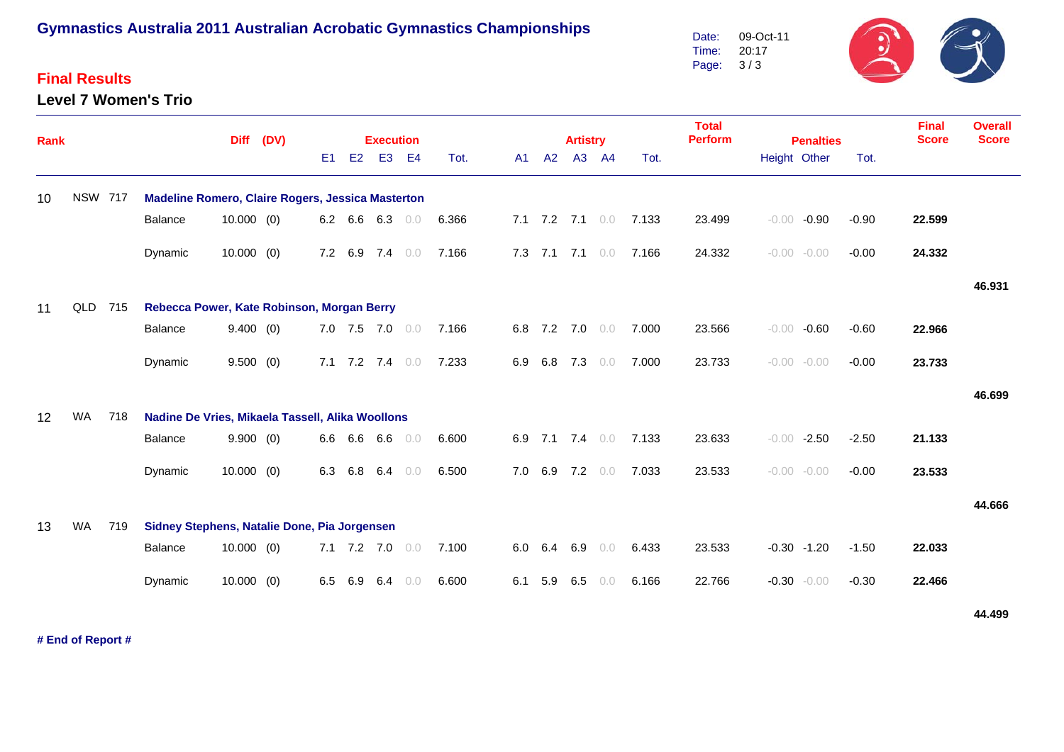# Gymnastics Australia 2011 Australian Acrobatic Gymnastics Championships

Date: 09-Oct-11
Time: 20:17

## Final Results

### Level 7 Women's Trio

| Rank | | | | Diff | (DV) | Execution E1 | E2 | E3 | E4 | Tot. | Artistry A1 | A2 | A3 | A4 | Tot. | Total Perform | Penalties Height | Other | Tot. | Final Score | Overall Score |
|---|---|---|---|---|---|---|---|---|---|---|---|---|---|---|---|---|---|---|---|---|---|
| 10 | NSW | 717 | **Madeline Romero, Claire Rogers, Jessica Masterton** | | | | | | | | | | | | | | | | | | |
| | | | Balance | 10.000 | (0) | 6.2 | 6.6 | 6.3 | 0.0 | 6.366 | 7.1 | 7.2 | 7.1 | 0.0 | 7.133 | 23.499 | -0.00 | -0.90 | -0.90 | **22.599** | |
| | | | Dynamic | 10.000 | (0) | 7.2 | 6.9 | 7.4 | 0.0 | 7.166 | 7.3 | 7.1 | 7.1 | 0.0 | 7.166 | 24.332 | -0.00 | -0.00 | -0.00 | **24.332** | |
| | | | | | | | | | | | | | | | | | | | | | **46.931** |
| 11 | QLD | 715 | **Rebecca Power, Kate Robinson, Morgan Berry** | | | | | | | | | | | | | | | | | | |
| | | | Balance | 9.400 | (0) | 7.0 | 7.5 | 7.0 | 0.0 | 7.166 | 6.8 | 7.2 | 7.0 | 0.0 | 7.000 | 23.566 | -0.00 | -0.60 | -0.60 | **22.966** | |
| | | | Dynamic | 9.500 | (0) | 7.1 | 7.2 | 7.4 | 0.0 | 7.233 | 6.9 | 6.8 | 7.3 | 0.0 | 7.000 | 23.733 | -0.00 | -0.00 | -0.00 | **23.733** | |
| | | | | | | | | | | | | | | | | | | | | | **46.699** |
| 12 | WA | 718 | **Nadine De Vries, Mikaela Tassell, Alika Woollons** | | | | | | | | | | | | | | | | | | |
| | | | Balance | 9.900 | (0) | 6.6 | 6.6 | 6.6 | 0.0 | 6.600 | 6.9 | 7.1 | 7.4 | 0.0 | 7.133 | 23.633 | -0.00 | -2.50 | -2.50 | **21.133** | |
| | | | Dynamic | 10.000 | (0) | 6.3 | 6.8 | 6.4 | 0.0 | 6.500 | 7.0 | 6.9 | 7.2 | 0.0 | 7.033 | 23.533 | -0.00 | -0.00 | -0.00 | **23.533** | |
| | | | | | | | | | | | | | | | | | | | | | **44.666** |
| 13 | WA | 719 | **Sidney Stephens, Natalie Done, Pia Jorgensen** | | | | | | | | | | | | | | | | | | |
| | | | Balance | 10.000 | (0) | 7.1 | 7.2 | 7.0 | 0.0 | 7.100 | 6.0 | 6.4 | 6.9 | 0.0 | 6.433 | 23.533 | -0.30 | -1.20 | -1.50 | **22.033** | |
| | | | Dynamic | 10.000 | (0) | 6.5 | 6.9 | 6.4 | 0.0 | 6.600 | 6.1 | 5.9 | 6.5 | 0.0 | 6.166 | 22.766 | -0.30 | -0.00 | -0.30 | **22.466** | |
| | | | | | | | | | | | | | | | | | | | | | **44.499** |

**# End of Report #**